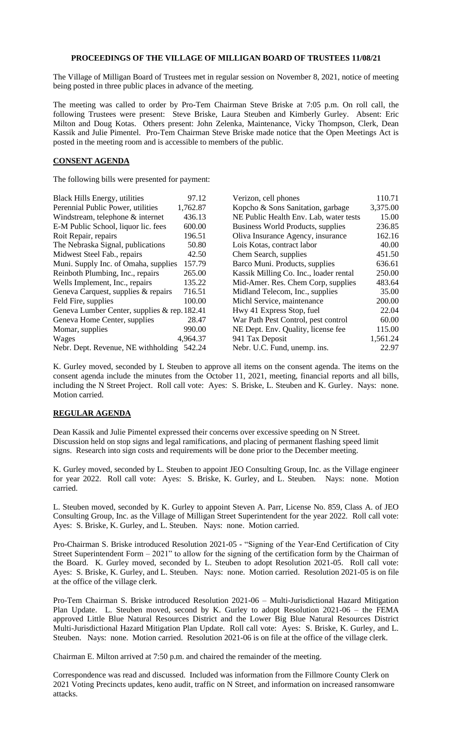# PROCEEDINGS OF THE VILLAGE OF MILLIGAN BOARD OF TRUSTEES 11/08/21

The Village of Milligan Board of Trustees met in regular session on November 8, 2021, notice of meeting being posted in three public places in advance of the meeting.

The meeting was called to order by Pro-Tem Chairman Steve Briske at 7:05 p.m. On roll call, the following Trustees were present: Steve Briske, Laura Steuben and Kimberly Gurley. Absent: Eric Milton and Doug Kotas. Others present: John Zelenka, Maintenance, Vicky Thompson, Clerk, Dean Kassik and Julie Pimentel. Pro-Tem Chairman Steve Briske made notice that the Open Meetings Act is posted in the meeting room and is accessible to members of the public.

## CONSENT AGENDA

The following bills were presented for payment:

| | | | |
|---|---|---|---|
| Black Hills Energy, utilities | 97.12 | Verizon, cell phones | 110.71 |
| Perennial Public Power, utilities | 1,762.87 | Kopcho & Sons Sanitation, garbage | 3,375.00 |
| Windstream, telephone & internet | 436.13 | NE Public Health Env. Lab, water tests | 15.00 |
| E-M Public School, liquor lic. fees | 600.00 | Business World Products, supplies | 236.85 |
| Roit Repair, repairs | 196.51 | Oliva Insurance Agency, insurance | 162.16 |
| The Nebraska Signal, publications | 50.80 | Lois Kotas, contract labor | 40.00 |
| Midwest Steel Fab., repairs | 42.50 | Chem Search, supplies | 451.50 |
| Muni. Supply Inc. of Omaha, supplies | 157.79 | Barco Muni. Products, supplies | 636.61 |
| Reinboth Plumbing, Inc., repairs | 265.00 | Kassik Milling Co. Inc., loader rental | 250.00 |
| Wells Implement, Inc., repairs | 135.22 | Mid-Amer. Res. Chem Corp, supplies | 483.64 |
| Geneva Carquest, supplies & repairs | 716.51 | Midland Telecom, Inc., supplies | 35.00 |
| Feld Fire, supplies | 100.00 | Michl Service, maintenance | 200.00 |
| Geneva Lumber Center, supplies & rep. | 182.41 | Hwy 41 Express Stop, fuel | 22.04 |
| Geneva Home Center, supplies | 28.47 | War Path Pest Control, pest control | 60.00 |
| Momar, supplies | 990.00 | NE Dept. Env. Quality, license fee | 115.00 |
| Wages | 4,964.37 | 941 Tax Deposit | 1,561.24 |
| Nebr. Dept. Revenue, NE withholding | 542.24 | Nebr. U.C. Fund, unemp. ins. | 22.97 |

K. Gurley moved, seconded by L Steuben to approve all items on the consent agenda. The items on the consent agenda include the minutes from the October 11, 2021, meeting, financial reports and all bills, including the N Street Project. Roll call vote: Ayes: S. Briske, L. Steuben and K. Gurley. Nays: none. Motion carried.

## REGULAR AGENDA

Dean Kassik and Julie Pimentel expressed their concerns over excessive speeding on N Street. Discussion held on stop signs and legal ramifications, and placing of permanent flashing speed limit signs. Research into sign costs and requirements will be done prior to the December meeting.

K. Gurley moved, seconded by L. Steuben to appoint JEO Consulting Group, Inc. as the Village engineer for year 2022. Roll call vote: Ayes: S. Briske, K. Gurley, and L. Steuben. Nays: none. Motion carried.

L. Steuben moved, seconded by K. Gurley to appoint Steven A. Parr, License No. 859, Class A. of JEO Consulting Group, Inc. as the Village of Milligan Street Superintendent for the year 2022. Roll call vote: Ayes: S. Briske, K. Gurley, and L. Steuben. Nays: none. Motion carried.

Pro-Chairman S. Briske introduced Resolution 2021-05 - "Signing of the Year-End Certification of City Street Superintendent Form – 2021" to allow for the signing of the certification form by the Chairman of the Board. K. Gurley moved, seconded by L. Steuben to adopt Resolution 2021-05. Roll call vote: Ayes: S. Briske, K. Gurley, and L. Steuben. Nays: none. Motion carried. Resolution 2021-05 is on file at the office of the village clerk.

Pro-Tem Chairman S. Briske introduced Resolution 2021-06 – Multi-Jurisdictional Hazard Mitigation Plan Update. L. Steuben moved, second by K. Gurley to adopt Resolution 2021-06 – the FEMA approved Little Blue Natural Resources District and the Lower Big Blue Natural Resources District Multi-Jurisdictional Hazard Mitigation Plan Update. Roll call vote: Ayes: S. Briske, K. Gurley, and L. Steuben. Nays: none. Motion carried. Resolution 2021-06 is on file at the office of the village clerk.

Chairman E. Milton arrived at 7:50 p.m. and chaired the remainder of the meeting.

Correspondence was read and discussed. Included was information from the Fillmore County Clerk on 2021 Voting Precincts updates, keno audit, traffic on N Street, and information on increased ransomware attacks.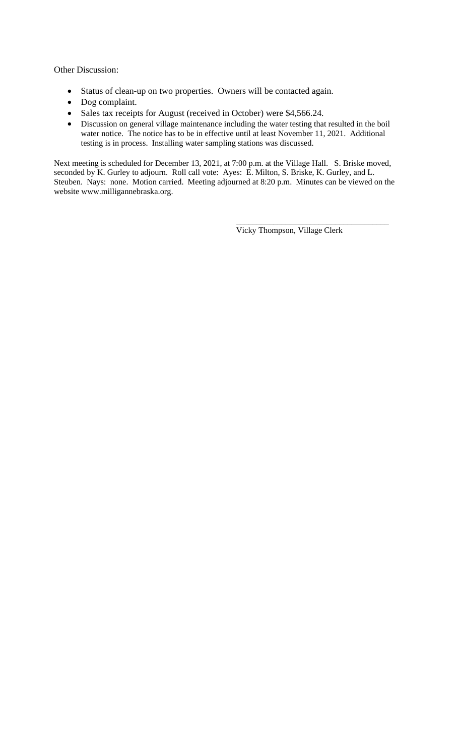Other Discussion:

- Status of clean-up on two properties. Owners will be contacted again.
- Dog complaint.
- Sales tax receipts for August (received in October) were $4,566.24.
- Discussion on general village maintenance including the water testing that resulted in the boil water notice. The notice has to be in effective until at least November 11, 2021. Additional testing is in process. Installing water sampling stations was discussed.

Next meeting is scheduled for December 13, 2021, at 7:00 p.m. at the Village Hall. S. Briske moved, seconded by K. Gurley to adjourn. Roll call vote: Ayes: E. Milton, S. Briske, K. Gurley, and L. Steuben. Nays: none. Motion carried. Meeting adjourned at 8:20 p.m. Minutes can be viewed on the website www.milligannebraska.org.

\_\_\_\_\_\_\_\_\_\_\_\_\_\_\_\_\_\_\_\_\_\_\_\_\_\_\_\_\_\_\_\_\_\_\_\_

Vicky Thompson, Village Clerk